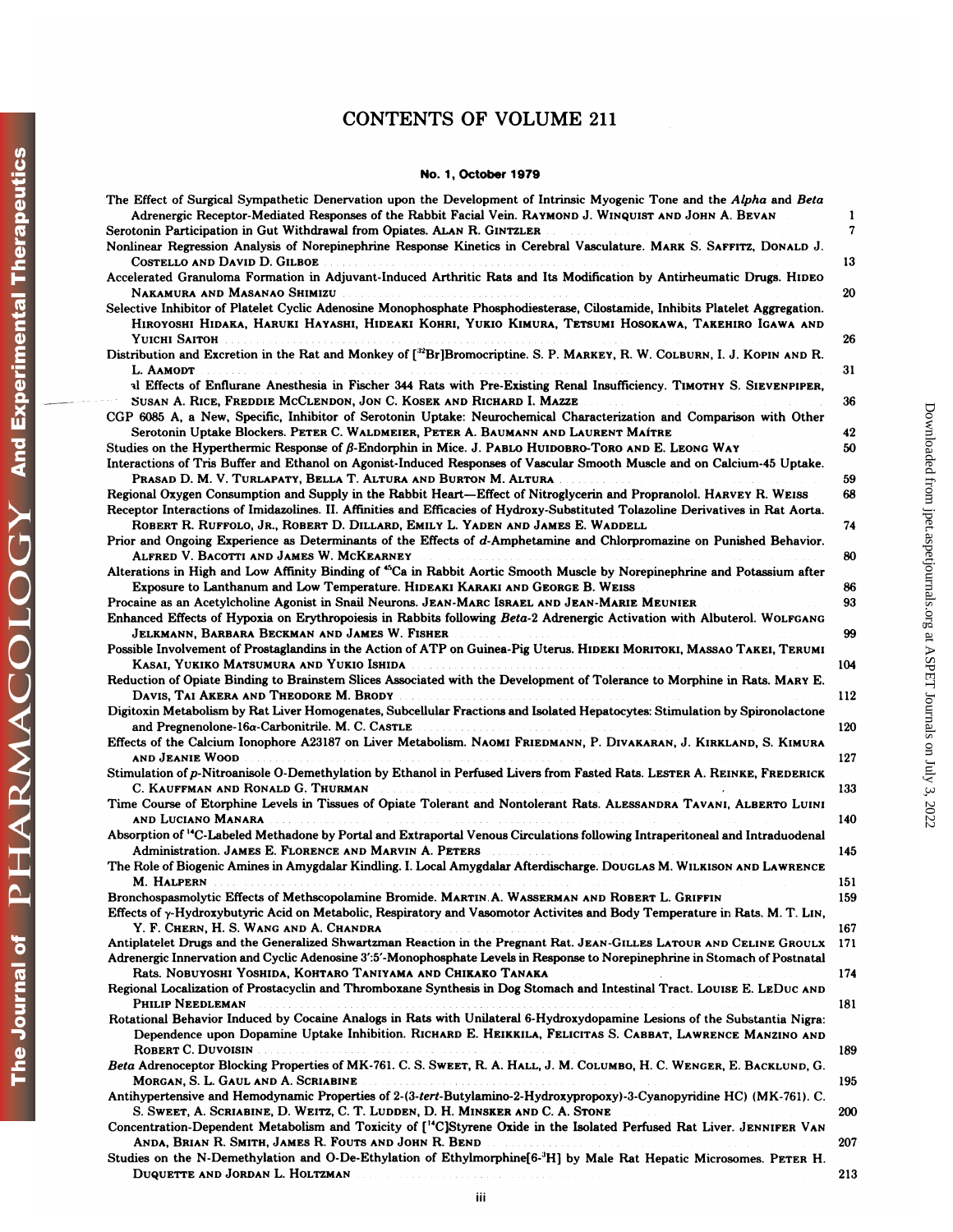# CONTENTS OF VOLUME 211

## No. 1, October 1979

The Effect of Surgical Sympathetic Denervation upon the Development of Intrinsic Myogenic Tone and the *Alpha* and *Beta* Adrenergic Receptor-Mediated Responses of the Rabbit Facial Vein. RAYMOND J. WINQUIST AND JOHN A. BEVAN ... 1

Serotonin Participation in Gut Withdrawal from Opiates. ALAN R. GINTZLER ... 7

Nonlinear Regression Analysis of Norepinephrine Response Kinetics in Cerebral Vasculature. MARK S. SAFFITZ, DONALD J. COSTELLO AND DAVID D. GILBOE ... 13

Accelerated Granuloma Formation in Adjuvant-Induced Arthritic Rats and Its Modification by Antirheumatic Drugs. HIDEO NAKAMURA AND MASANAO SHIMIZU ... 20

Selective Inhibitor of Platelet Cyclic Adenosine Monophosphate Phosphodiesterase, Cilostamide, Inhibits Platelet Aggregation. HIROYOSHI HIDAKA, HARUKI HAYASHI, HIDEAKI KOHRI, YUKIO KIMURA, TETSUMI HOSOKAWA, TAKEHIRO IGAWA AND YUICHI SAITOH ... 26

Distribution and Excretion in the Rat and Monkey of [$^{82}$Br]Bromocriptine. S. P. MARKEY, R. W. COLBURN, I. J. KOPIN AND R. L. AAMODT ... 31

al Effects of Enflurane Anesthesia in Fischer 344 Rats with Pre-Existing Renal Insufficiency. TIMOTHY S. SIEVENPIPER, SUSAN A. RICE, FREDDIE MCCLENDON, JON C. KOSEK AND RICHARD I. MAZZE ... 36

CGP 6085 A, a New, Specific, Inhibitor of Serotonin Uptake: Neurochemical Characterization and Comparison with Other Serotonin Uptake Blockers. PETER C. WALDMEIER, PETER A. BAUMANN AND LAURENT MAÎTRE ... 42

Studies on the Hyperthermic Response of $\beta$-Endorphin in Mice. J. PABLO HUIDOBRO-TORO AND E. LEONG WAY ... 50

Interactions of Tris Buffer and Ethanol on Agonist-Induced Responses of Vascular Smooth Muscle and on Calcium-45 Uptake. PRASAD D. M. V. TURLAPATY, BELLA T. ALTURA AND BURTON M. ALTURA ... 59

Regional Oxygen Consumption and Supply in the Rabbit Heart—Effect of Nitroglycerin and Propranolol. HARVEY R. WEISS ... 68

Receptor Interactions of Imidazolines. II. Affinities and Efficacies of Hydroxy-Substituted Tolazoline Derivatives in Rat Aorta. ROBERT R. RUFFOLO, JR., ROBERT D. DILLARD, EMILY L. YADEN AND JAMES E. WADDELL ... 74

Prior and Ongoing Experience as Determinants of the Effects of *d*-Amphetamine and Chlorpromazine on Punished Behavior. ALFRED V. BACOTTI AND JAMES W. MCKEARNEY ... 80

Alterations in High and Low Affinity Binding of $^{45}$Ca in Rabbit Aortic Smooth Muscle by Norepinephrine and Potassium after Exposure to Lanthanum and Low Temperature. HIDEAKI KARAKI AND GEORGE B. WEISS ... 86

Procaine as an Acetylcholine Agonist in Snail Neurons. JEAN-MARC ISRAEL AND JEAN-MARIE MEUNIER ... 93

Enhanced Effects of Hypoxia on Erythropoiesis in Rabbits following *Beta*-2 Adrenergic Activation with Albuterol. WOLFGANG JELKMANN, BARBARA BECKMAN AND JAMES W. FISHER ... 99

Possible Involvement of Prostaglandins in the Action of ATP on Guinea-Pig Uterus. HIDEKI MORITOKI, MASSAO TAKEI, TERUMI KASAI, YUKIKO MATSUMURA AND YUKIO ISHIDA ... 104

Reduction of Opiate Binding to Brainstem Slices Associated with the Development of Tolerance to Morphine in Rats. MARY E. DAVIS, TAI AKERA AND THEODORE M. BRODY ... 112

Digitoxin Metabolism by Rat Liver Homogenates, Subcellular Fractions and Isolated Hepatocytes: Stimulation by Spironolactone and Pregnenolone-16$\alpha$-Carbonitrile. M. C. CASTLE ... 120

Effects of the Calcium Ionophore A23187 on Liver Metabolism. NAOMI FRIEDMANN, P. DIVAKARAN, J. KIRKLAND, S. KIMURA AND JEANIE WOOD ... 127

Stimulation of *p*-Nitroanisole O-Demethylation by Ethanol in Perfused Livers from Fasted Rats. LESTER A. REINKE, FREDERICK C. KAUFFMAN AND RONALD G. THURMAN ... 133

Time Course of Etorphine Levels in Tissues of Opiate Tolerant and Nontolerant Rats. ALESSANDRA TAVANI, ALBERTO LUINI AND LUCIANO MANARA ... 140

Absorption of $^{14}$C-Labeled Methadone by Portal and Extraportal Venous Circulations following Intraperitoneal and Intraduodenal Administration. JAMES E. FLORENCE AND MARVIN A. PETERS ... 145

The Role of Biogenic Amines in Amygdalar Kindling. I. Local Amygdalar Afterdischarge. DOUGLAS M. WILKISON AND LAWRENCE M. HALPERN ... 151

Bronchospasmolytic Effects of Methscopolamine Bromide. MARTIN A. WASSERMAN AND ROBERT L. GRIFFIN ... 159

Effects of $\gamma$-Hydroxybutyric Acid on Metabolic, Respiratory and Vasomotor Activites and Body Temperature in Rats. M. T. LIN, Y. F. CHERN, H. S. WANG AND A. CHANDRA ... 167

Antiplatelet Drugs and the Generalized Shwartzman Reaction in the Pregnant Rat. JEAN-GILLES LATOUR AND CELINE GROULX ... 171

Adrenergic Innervation and Cyclic Adenosine 3′:5′-Monophosphate Levels in Response to Norepinephrine in Stomach of Postnatal Rats. NOBUYOSHI YOSHIDA, KOHTARO TANIYAMA AND CHIKAKO TANAKA ... 174

Regional Localization of Prostacyclin and Thromboxane Synthesis in Dog Stomach and Intestinal Tract. LOUISE E. LEDUC AND PHILIP NEEDLEMAN ... 181

Rotational Behavior Induced by Cocaine Analogs in Rats with Unilateral 6-Hydroxydopamine Lesions of the Substantia Nigra: Dependence upon Dopamine Uptake Inhibition. RICHARD E. HEIKKILA, FELICITAS S. CABBAT, LAWRENCE MANZINO AND ROBERT C. DUVOISIN ... 189

*Beta* Adrenoceptor Blocking Properties of MK-761. C. S. SWEET, R. A. HALL, J. M. COLUMBO, H. C. WENGER, E. BACKLUND, G. MORGAN, S. L. GAUL AND A. SCRIABINE ... 195

Antihypertensive and Hemodynamic Properties of 2-(3-*tert*-Butylamino-2-Hydroxypropoxy)-3-Cyanopyridine HC) (MK-761). C. S. SWEET, A. SCRIABINE, D. WEITZ, C. T. LUDDEN, D. H. MINSKER AND C. A. STONE ... 200

Concentration-Dependent Metabolism and Toxicity of [$^{14}$C]Styrene Oxide in the Isolated Perfused Rat Liver. JENNIFER VAN ANDA, BRIAN R. SMITH, JAMES R. FOUTS AND JOHN R. BEND ... 207

Studies on the N-Demethylation and O-De-Ethylation of Ethylmorphine[6-$^{3}$H] by Male Rat Hepatic Microsomes. PETER H. DUQUETTE AND JORDAN L. HOLTZMAN ... 213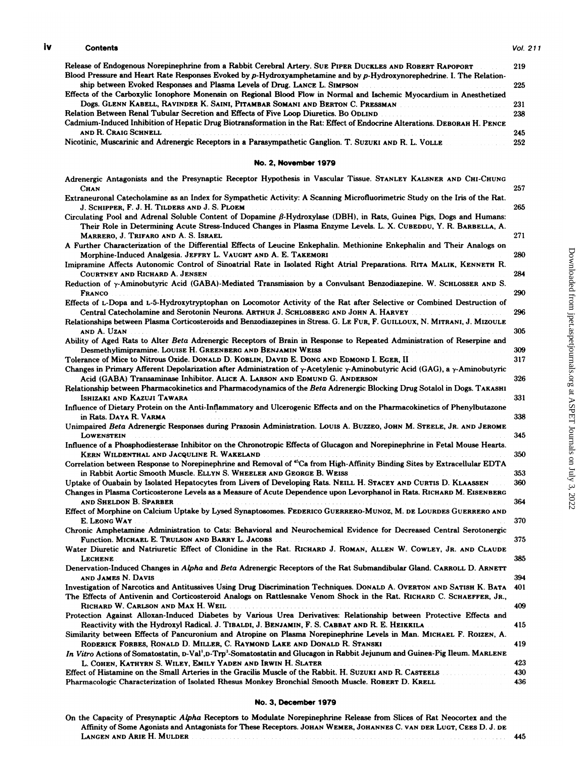Release of Endogenous Norepinephrine from a Rabbit Cerebral Artery. Sue Piper Duckles and Robert Rapoport ... 219

Blood Pressure and Heart Rate Responses Evoked by p-Hydroxyamphetamine and by p-Hydroxynorephedrine. I. The Relationship between Evoked Responses and Plasma Levels of Drug. Lance L. Simpson ... 225

Effects of the Carboxylic Ionophore Monensin on Regional Blood Flow in Normal and Ischemic Myocardium in Anesthetized Dogs. Glenn Kabell, Ravinder K. Saini, Pitambar Somani and Berton C. Pressman ... 231

Relation Between Renal Tubular Secretion and Effects of Five Loop Diuretics. Bo Odlind ... 238

Cadmium-Induced Inhibition of Hepatic Drug Biotransformation in the Rat: Effect of Endocrine Alterations. Deborah H. Pence and R. Craig Schnell ... 245

Nicotinic, Muscarinic and Adrenergic Receptors in a Parasympathetic Ganglion. T. Suzuki and R. L. Volle ... 252

## No. 2, November 1979

Adrenergic Antagonists and the Presynaptic Receptor Hypothesis in Vascular Tissue. Stanley Kalsner and Chi-Chung Chan ... 257

Extraneuronal Catecholamine as an Index for Sympathetic Activity: A Scanning Microfluorimetric Study on the Iris of the Rat. J. Schipper, F. J. H. Tilders and J. S. Ploem ... 265

Circulating Pool and Adrenal Soluble Content of Dopamine β-Hydroxylase (DBH), in Rats, Guinea Pigs, Dogs and Humans: Their Role in Determining Acute Stress-Induced Changes in Plasma Enzyme Levels. L. X. Cubeddu, Y. R. Barbella, A. Marrero, J. Trifaro and A. S. Israel ... 271

A Further Characterization of the Differential Effects of Leucine Enkephalin. Methionine Enkephalin and Their Analogs on Morphine-Induced Analgesia. Jeffry L. Vaught and A. E. Takemori ... 280

Imipramine Affects Autonomic Control of Sinoatrial Rate in Isolated Right Atrial Preparations. Rita Malik, Kenneth R. Courtney and Richard A. Jensen ... 284

Reduction of γ-Aminobutyric Acid (GABA)-Mediated Transmission by a Convulsant Benzodiazepine. W. Schlosser and S. Franco ... 290

Effects of L-Dopa and L-5-Hydroxytryptophan on Locomotor Activity of the Rat after Selective or Combined Destruction of Central Catecholamine and Serotonin Neurons. Arthur J. Schlosberg and John A. Harvey ... 296

Relationships between Plasma Corticosteroids and Benzodiazepines in Stress. G. Le Fur, F. Guilloux, N. Mitrani, J. Mizoule and A. Uzan ... 305

Ability of Aged Rats to Alter *Beta* Adrenergic Receptors of Brain in Response to Repeated Administration of Reserpine and Desmethylimipramine. Louise H. Greenberg and Benjamin Weiss ... 309

Tolerance of Mice to Nitrous Oxide. Donald D. Koblin, David E. Dong and Edmond I. Eger, II ... 317

Changes in Primary Afferent Depolarization after Administration of γ-Acetylenic γ-Aminobutyric Acid (GAG), a γ-Aminobutyric Acid (GABA) Transaminase Inhibitor. Alice A. Larson and Edmund G. Anderson ... 326

Relationship between Pharmacokinetics and Pharmacodynamics of the *Beta* Adrenergic Blocking Drug Sotalol in Dogs. Takashi Ishizaki and Kazuji Tawara ... 331

Influence of Dietary Protein on the Anti-Inflammatory and Ulcerogenic Effects and on the Pharmacokinetics of Phenylbutazone in Rats. Daya R. Varma ... 338

Unimpaired *Beta* Adrenergic Responses during Prazosin Administration. Louis A. Buzzeo, John M. Steele, Jr. and Jerome Lowenstein ... 345

Influence of a Phosphodiesterase Inhibitor on the Chronotropic Effects of Glucagon and Norepinephrine in Fetal Mouse Hearts. Kern Wildenthal and Jacquline R. Wakeland ... 350

Correlation between Response to Norepinephrine and Removal of $^{45}Ca$ from High-Affinity Binding Sites by Extracellular EDTA in Rabbit Aortic Smooth Muscle. Ellyn S. Wheeler and George B. Weiss ... 353

Uptake of Ouabain by Isolated Hepatocytes from Livers of Developing Rats. Neill H. Stacey and Curtis D. Klaassen ... 360

Changes in Plasma Corticosterone Levels as a Measure of Acute Dependence upon Levorphanol in Rats. Richard M. Eisenberg and Sheldon B. Sparber ... 364

Effect of Morphine on Calcium Uptake by Lysed Synaptosomes. Federico Guerrero-Munoz, M. de Lourdes Guerrero and E. Leong Way ... 370

Chronic Amphetamine Administration to Cats: Behavioral and Neurochemical Evidence for Decreased Central Serotonergic Function. Michael E. Trulson and Barry L. Jacobs ... 375

Water Diuretic and Natriuretic Effect of Clonidine in the Rat. Richard J. Roman, Allen W. Cowley, Jr. and Claude Lechene ... 385

Denervation-Induced Changes in *Alpha* and *Beta* Adrenergic Receptors of the Rat Submandibular Gland. Carroll D. Arnett and James N. Davis ... 394

Investigation of Narcotics and Antitussives Using Drug Discrimination Techniques. Donald A. Overton and Satish K. Bata ... 401

The Effects of Antivenin and Corticosteroid Analogs on Rattlesnake Venom Shock in the Rat. Richard C. Schaeffer, Jr., Richard W. Carlson and Max H. Weil ... 409

Protection Against Alloxan-Induced Diabetes by Various Urea Derivatives: Relationship between Protective Effects and Reactivity with the Hydroxyl Radical. J. Tibaldi, J. Benjamin, F. S. Cabbat and R. E. Heikkila ... 415

Similarity between Effects of Pancuronium and Atropine on Plasma Norepinephrine Levels in Man. Michael F. Roizen, A. Roderick Forbes, Ronald D. Miller, C. Raymond Lake and Donald R. Stanski ... 419

*In Vitro* Actions of Somatostatin, D-Val[1],D-Trp[8]-Somatostatin and Glucagon in Rabbit Jejunum and Guinea-Pig Ileum. Marlene L. Cohen, Kathyrn S. Wiley, Emily Yaden and Irwin H. Slater ... 423

Effect of Histamine on the Small Arteries in the Gracilis Muscle of the Rabbit. H. Suzuki and R. Casteels ... 430

Pharmacologic Characterization of Isolated Rhesus Monkey Bronchial Smooth Muscle. Robert D. Krell ... 436

## No. 3, December 1979

On the Capacity of Presynaptic *Alpha* Receptors to Modulate Norepinephrine Release from Slices of Rat Neocortex and the Affinity of Some Agonists and Antagonists for These Receptors. Johan Wemer, Johannes C. van der Lugt, Cees D. J. de Langen and Arie H. Mulder ... 445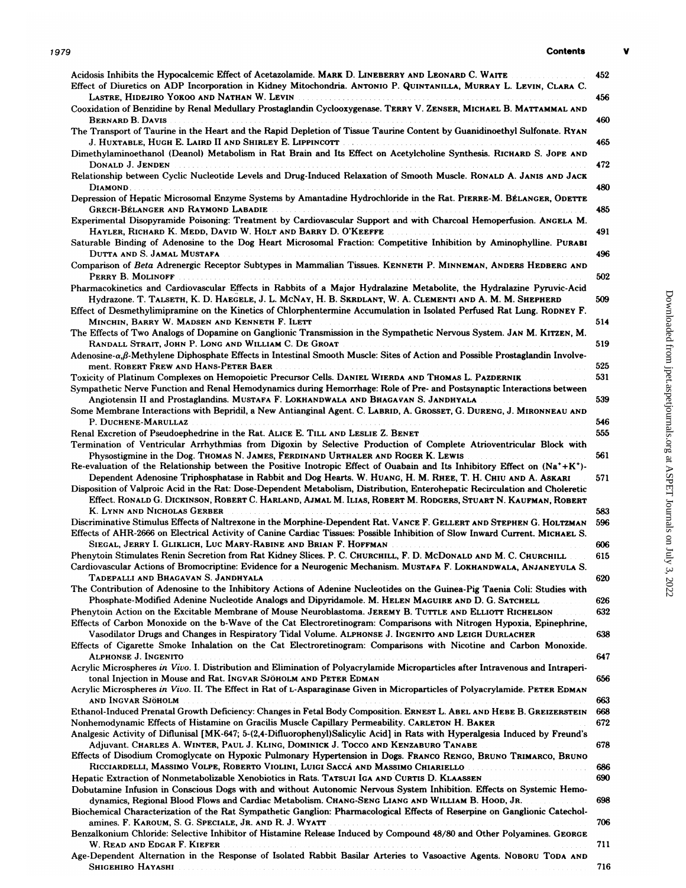Acidosis Inhibits the Hypocalcemic Effect of Acetazolamide. Mark D. Lineberry and Leonard C. Waite — 452

Effect of Diuretics on ADP Incorporation in Kidney Mitochondria. Antonio P. Quintanilla, Murray L. Levin, Clara C. Lastre, Hidejiro Yokoo and Nathan W. Levin — 456

Cooxidation of Benzidine by Renal Medullary Prostaglandin Cyclooxygenase. Terry V. Zenser, Michael B. Mattammal and Bernard B. Davis — 460

The Transport of Taurine in the Heart and the Rapid Depletion of Tissue Taurine Content by Guanidinoethyl Sulfonate. Ryan J. Huxtable, Hugh E. Laird II and Shirley E. Lippincott — 465

Dimethylaminoethanol (Deanol) Metabolism in Rat Brain and Its Effect on Acetylcholine Synthesis. Richard S. Jope and Donald J. Jenden — 472

Relationship between Cyclic Nucleotide Levels and Drug-Induced Relaxation of Smooth Muscle. Ronald A. Janis and Jack Diamond — 480

Depression of Hepatic Microsomal Enzyme Systems by Amantadine Hydrochloride in the Rat. Pierre-M. Bélanger, Odette Grech-Bélanger and Raymond Labadie — 485

Experimental Disopyramide Poisoning: Treatment by Cardiovascular Support and with Charcoal Hemoperfusion. Angela M. Hayler, Richard K. Medd, David W. Holt and Barry D. O'Keeffe — 491

Saturable Binding of Adenosine to the Dog Heart Microsomal Fraction: Competitive Inhibition by Aminophylline. Purabi Dutta and S. Jamal Mustafa — 496

Comparison of *Beta* Adrenergic Receptor Subtypes in Mammalian Tissues. Kenneth P. Minneman, Anders Hedberg and Perry B. Molinoff — 502

Pharmacokinetics and Cardiovascular Effects in Rabbits of a Major Hydralazine Metabolite, the Hydralazine Pyruvic-Acid Hydrazone. T. Talseth, K. D. Haegele, J. L. McNay, H. B. Skrdlant, W. A. Clementi and A. M. M. Shepherd — 509

Effect of Desmethylimipramine on the Kinetics of Chlorphentermine Accumulation in Isolated Perfused Rat Lung. Rodney F. Minchin, Barry W. Madsen and Kenneth F. Ilett — 514

The Effects of Two Analogs of Dopamine on Ganglionic Transmission in the Sympathetic Nervous System. Jan M. Kitzen, M. Randall Strait, John P. Long and William C. De Groat — 519

Adenosine-$\alpha,\beta$-Methylene Diphosphate Effects in Intestinal Smooth Muscle: Sites of Action and Possible Prostaglandin Involvement. Robert Frew and Hans-Peter Baer — 525

Toxicity of Platinum Complexes on Hemopoietic Precursor Cells. Daniel Wierda and Thomas L. Pazdernik — 531

Sympathetic Nerve Function and Renal Hemodynamics during Hemorrhage: Role of Pre- and Postsynaptic Interactions between Angiotensin II and Prostaglandins. Mustafa F. Lokhandwala and Bhagavan S. Jandhyala — 539

Some Membrane Interactions with Bepridil, a New Antianginal Agent. C. Labrid, A. Grosset, G. Dureng, J. Mironneau and P. Duchene-Marullaz — 546

Renal Excretion of Pseudoephedrine in the Rat. Alice E. Till and Leslie Z. Benet — 555

Termination of Ventricular Arrhythmias from Digoxin by Selective Production of Complete Atrioventricular Block with Physostigmine in the Dog. Thomas N. James, Ferdinand Urthaler and Roger K. Lewis — 561

Re-evaluation of the Relationship between the Positive Inotropic Effect of Ouabain and Its Inhibitory Effect on $(Na^{+}+K^{+})$-Dependent Adenosine Triphosphatase in Rabbit and Dog Hearts. W. Huang, H. M. Rhee, T. H. Chiu and A. Askari — 571

Disposition of Valproic Acid in the Rat: Dose-Dependent Metabolism, Distribution, Enterohepatic Recirculation and Choleretic Effect. Ronald G. Dickinson, Robert C. Harland, Ajmal M. Ilias, Robert M. Rodgers, Stuart N. Kaufman, Robert K. Lynn and Nicholas Gerber — 583

Discriminative Stimulus Effects of Naltrexone in the Morphine-Dependent Rat. Vance F. Gellert and Stephen G. Holtzman — 596

Effects of AHR-2666 on Electrical Activity of Canine Cardiac Tissues: Possible Inhibition of Slow Inward Current. Michael S. Siegal, Jerry I. Gliklich, Luc Mary-Rabine and Brian F. Hoffman — 606

Phenytoin Stimulates Renin Secretion from Rat Kidney Slices. P. C. Churchill, F. D. McDonald and M. C. Churchill — 615

Cardiovascular Actions of Bromocriptine: Evidence for a Neurogenic Mechanism. Mustafa F. Lokhandwala, Anjaneyula S. Tadepalli and Bhagavan S. Jandhyala — 620

The Contribution of Adenosine to the Inhibitory Actions of Adenine Nucleotides on the Guinea-Pig Taenia Coli: Studies with Phosphate-Modified Adenine Nucleotide Analogs and Dipyridamole. M. Helen Maguire and D. G. Satchell — 626

Phenytoin Action on the Excitable Membrane of Mouse Neuroblastoma. Jeremy B. Tuttle and Elliott Richelson — 632

Effects of Carbon Monoxide on the b-Wave of the Cat Electroretinogram: Comparisons with Nitrogen Hypoxia, Epinephrine, Vasodilator Drugs and Changes in Respiratory Tidal Volume. Alphonse J. Ingenito and Leigh Durlacher — 638

Effects of Cigarette Smoke Inhalation on the Cat Electroretinogram: Comparisons with Nicotine and Carbon Monoxide. Alphonse J. Ingenito — 647

Acrylic Microspheres *in Vivo*. I. Distribution and Elimination of Polyacrylamide Microparticles after Intravenous and Intraperitonal Injection in Mouse and Rat. Ingvar Sjöholm and Peter Edman — 656

Acrylic Microspheres *in Vivo*. II. The Effect in Rat of L-Asparaginase Given in Microparticles of Polyacrylamide. Peter Edman and Ingvar Sjöholm — 663

Ethanol-Induced Prenatal Growth Deficiency: Changes in Fetal Body Composition. Ernest L. Abel and Hebe B. Greizerstein — 668

Nonhemodynamic Effects of Histamine on Gracilis Muscle Capillary Permeability. Carleton H. Baker — 672

Analgesic Activity of Diflunisal [MK-647; 5-(2,4-Difluorophenyl)Salicylic Acid] in Rats with Hyperalgesia Induced by Freund's Adjuvant. Charles A. Winter, Paul J. Kling, Dominick J. Tocco and Kenzaburo Tanabe — 678

Effects of Disodium Cromoglycate on Hypoxic Pulmonary Hypertension in Dogs. Franco Rengo, Bruno Trimarco, Bruno Ricciardelli, Massimo Volpe, Roberto Violini, Luigi Saccá and Massimo Chiariello — 686

Hepatic Extraction of Nonmetabolizable Xenobiotics in Rats. Tatsuji Iga and Curtis D. Klaassen — 690

Dobutamine Infusion in Conscious Dogs with and without Autonomic Nervous System Inhibition. Effects on Systemic Hemodynamics, Regional Blood Flows and Cardiac Metabolism. Chang-Seng Liang and William B. Hood, Jr. — 698

Biochemical Characterization of the Rat Sympathetic Ganglion: Pharmacological Effects of Reserpine on Ganglionic Catecholamines. F. Karoum, S. G. Speciale, Jr. and R. J. Wyatt — 706

Benzalkonium Chloride: Selective Inhibitor of Histamine Release Induced by Compound 48/80 and Other Polyamines. George W. Read and Edgar F. Kiefer — 711

Age-Dependent Alternation in the Response of Isolated Rabbit Basilar Arteries to Vasoactive Agents. Noboru Toda and Shigehiro Hayashi — 716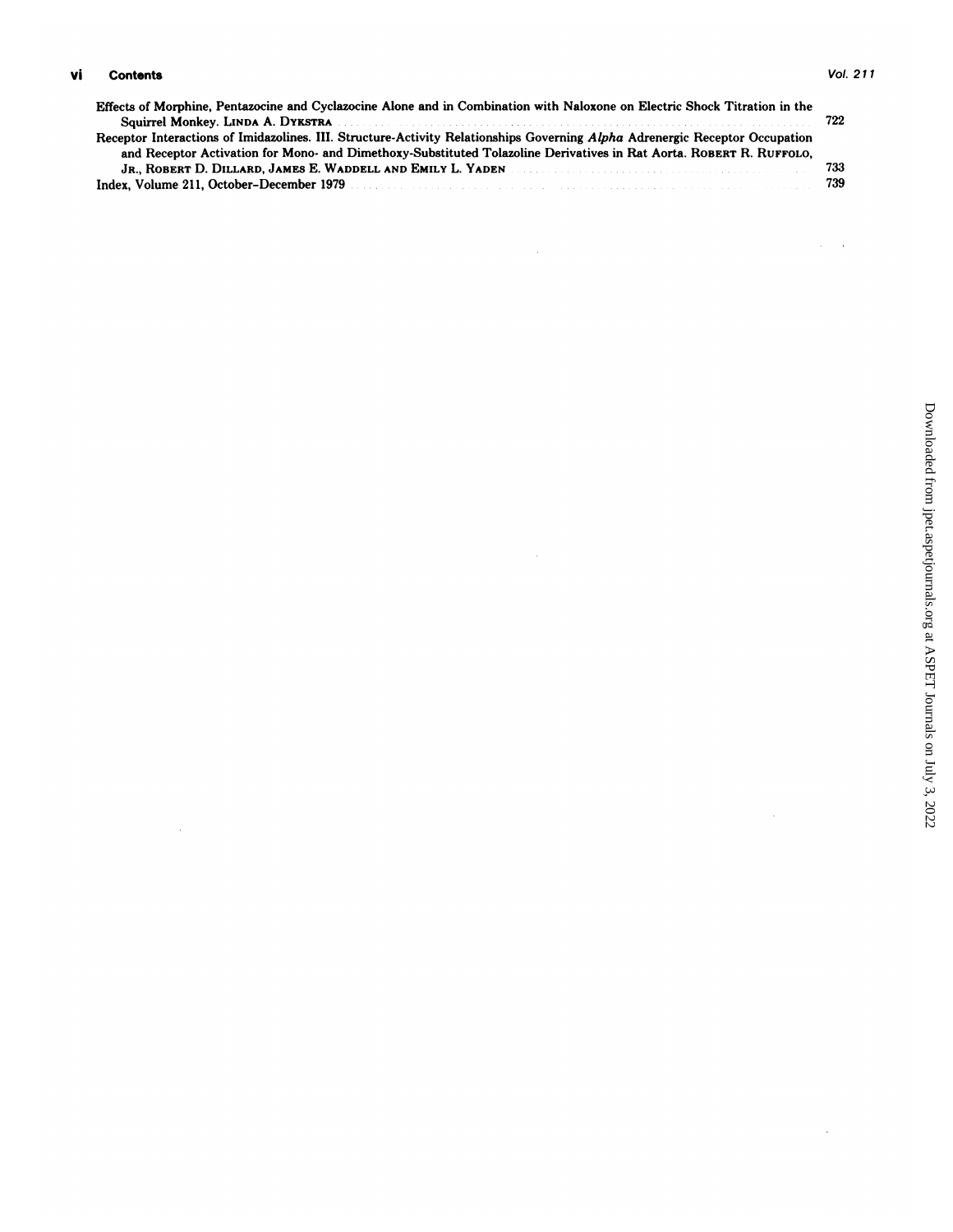Effects of Morphine, Pentazocine and Cyclazocine Alone and in Combination with Naloxone on Electric Shock Titration in the Squirrel Monkey. LINDA A. DYKSTRA ........ 722

Receptor Interactions of Imidazolines. III. Structure-Activity Relationships Governing *Alpha* Adrenergic Receptor Occupation and Receptor Activation for Mono- and Dimethoxy-Substituted Tolazoline Derivatives in Rat Aorta. ROBERT R. RUFFOLO, JR., ROBERT D. DILLARD, JAMES E. WADDELL AND EMILY L. YADEN ........ 733

Index, Volume 211, October–December 1979 ........ 739